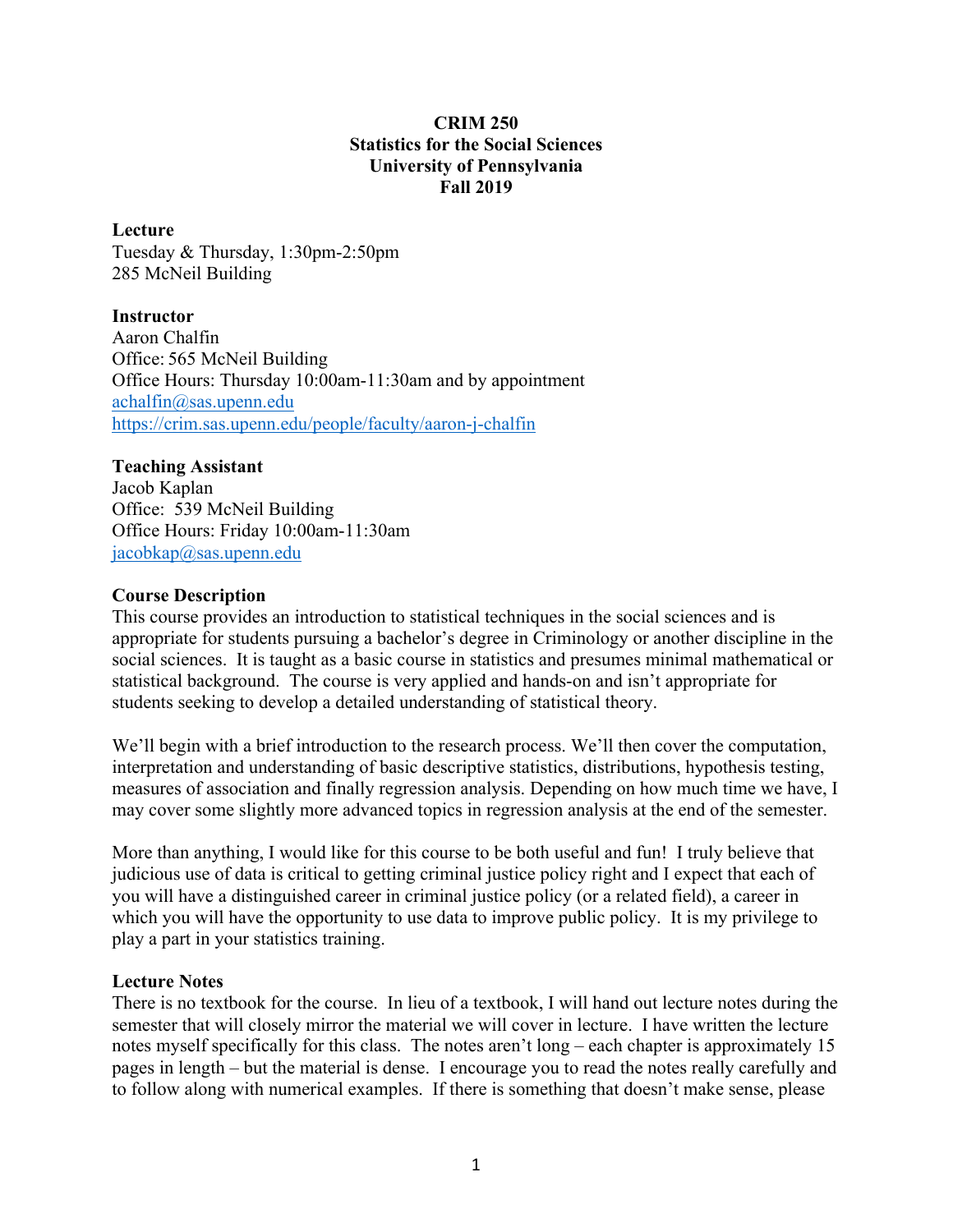# CRIM 250
# Statistics for the Social Sciences
# University of Pennsylvania
# Fall 2019

**Lecture**
Tuesday & Thursday, 1:30pm-2:50pm
285 McNeil Building

**Instructor**
Aaron Chalfin
Office: 565 McNeil Building
Office Hours: Thursday 10:00am-11:30am and by appointment
achalfin@sas.upenn.edu
https://crim.sas.upenn.edu/people/faculty/aaron-j-chalfin

**Teaching Assistant**
Jacob Kaplan
Office: 539 McNeil Building
Office Hours: Friday 10:00am-11:30am
jacobkap@sas.upenn.edu

**Course Description**
This course provides an introduction to statistical techniques in the social sciences and is appropriate for students pursuing a bachelor's degree in Criminology or another discipline in the social sciences. It is taught as a basic course in statistics and presumes minimal mathematical or statistical background. The course is very applied and hands-on and isn't appropriate for students seeking to develop a detailed understanding of statistical theory.

We'll begin with a brief introduction to the research process. We'll then cover the computation, interpretation and understanding of basic descriptive statistics, distributions, hypothesis testing, measures of association and finally regression analysis. Depending on how much time we have, I may cover some slightly more advanced topics in regression analysis at the end of the semester.

More than anything, I would like for this course to be both useful and fun! I truly believe that judicious use of data is critical to getting criminal justice policy right and I expect that each of you will have a distinguished career in criminal justice policy (or a related field), a career in which you will have the opportunity to use data to improve public policy. It is my privilege to play a part in your statistics training.

**Lecture Notes**
There is no textbook for the course. In lieu of a textbook, I will hand out lecture notes during the semester that will closely mirror the material we will cover in lecture. I have written the lecture notes myself specifically for this class. The notes aren't long – each chapter is approximately 15 pages in length – but the material is dense. I encourage you to read the notes really carefully and to follow along with numerical examples. If there is something that doesn't make sense, please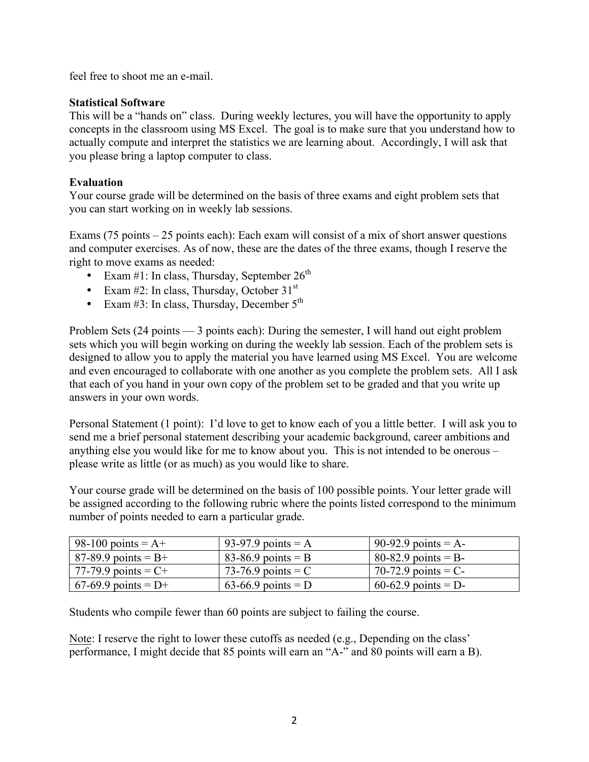feel free to shoot me an e-mail.

**Statistical Software**

This will be a "hands on" class. During weekly lectures, you will have the opportunity to apply concepts in the classroom using MS Excel. The goal is to make sure that you understand how to actually compute and interpret the statistics we are learning about. Accordingly, I will ask that you please bring a laptop computer to class.

**Evaluation**

Your course grade will be determined on the basis of three exams and eight problem sets that you can start working on in weekly lab sessions.

Exams (75 points – 25 points each): Each exam will consist of a mix of short answer questions and computer exercises. As of now, these are the dates of the three exams, though I reserve the right to move exams as needed:

- Exam #1: In class, Thursday, September 26th
- Exam #2: In class, Thursday, October 31st
- Exam #3: In class, Thursday, December 5th

Problem Sets (24 points — 3 points each): During the semester, I will hand out eight problem sets which you will begin working on during the weekly lab session. Each of the problem sets is designed to allow you to apply the material you have learned using MS Excel. You are welcome and even encouraged to collaborate with one another as you complete the problem sets. All I ask that each of you hand in your own copy of the problem set to be graded and that you write up answers in your own words.

Personal Statement (1 point): I'd love to get to know each of you a little better. I will ask you to send me a brief personal statement describing your academic background, career ambitions and anything else you would like for me to know about you. This is not intended to be onerous – please write as little (or as much) as you would like to share.

Your course grade will be determined on the basis of 100 possible points. Your letter grade will be assigned according to the following rubric where the points listed correspond to the minimum number of points needed to earn a particular grade.

| | | |
|---|---|---|
| 98-100 points = A+ | 93-97.9 points = A | 90-92.9 points = A- |
| 87-89.9 points = B+ | 83-86.9 points = B | 80-82.9 points = B- |
| 77-79.9 points = C+ | 73-76.9 points = C | 70-72.9 points = C- |
| 67-69.9 points = D+ | 63-66.9 points = D | 60-62.9 points = D- |

Students who compile fewer than 60 points are subject to failing the course.

Note: I reserve the right to lower these cutoffs as needed (e.g., Depending on the class' performance, I might decide that 85 points will earn an "A-" and 80 points will earn a B).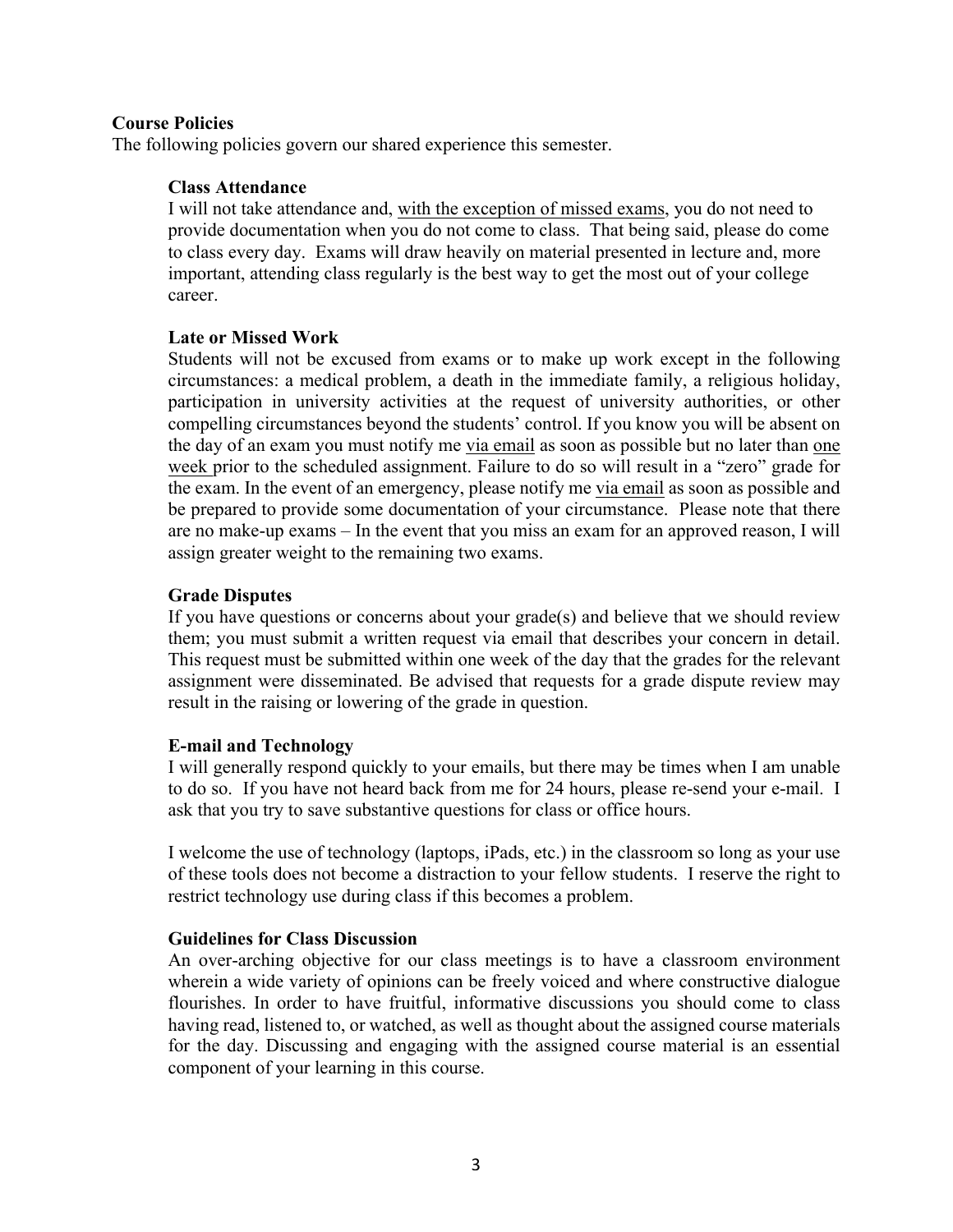**Course Policies**

The following policies govern our shared experience this semester.

**Class Attendance**

I will not take attendance and, with the exception of missed exams, you do not need to provide documentation when you do not come to class. That being said, please do come to class every day. Exams will draw heavily on material presented in lecture and, more important, attending class regularly is the best way to get the most out of your college career.

**Late or Missed Work**

Students will not be excused from exams or to make up work except in the following circumstances: a medical problem, a death in the immediate family, a religious holiday, participation in university activities at the request of university authorities, or other compelling circumstances beyond the students' control. If you know you will be absent on the day of an exam you must notify me via email as soon as possible but no later than one week prior to the scheduled assignment. Failure to do so will result in a "zero" grade for the exam. In the event of an emergency, please notify me via email as soon as possible and be prepared to provide some documentation of your circumstance. Please note that there are no make-up exams – In the event that you miss an exam for an approved reason, I will assign greater weight to the remaining two exams.

**Grade Disputes**

If you have questions or concerns about your grade(s) and believe that we should review them; you must submit a written request via email that describes your concern in detail. This request must be submitted within one week of the day that the grades for the relevant assignment were disseminated. Be advised that requests for a grade dispute review may result in the raising or lowering of the grade in question.

**E-mail and Technology**

I will generally respond quickly to your emails, but there may be times when I am unable to do so. If you have not heard back from me for 24 hours, please re-send your e-mail. I ask that you try to save substantive questions for class or office hours.

I welcome the use of technology (laptops, iPads, etc.) in the classroom so long as your use of these tools does not become a distraction to your fellow students. I reserve the right to restrict technology use during class if this becomes a problem.

**Guidelines for Class Discussion**

An over-arching objective for our class meetings is to have a classroom environment wherein a wide variety of opinions can be freely voiced and where constructive dialogue flourishes. In order to have fruitful, informative discussions you should come to class having read, listened to, or watched, as well as thought about the assigned course materials for the day. Discussing and engaging with the assigned course material is an essential component of your learning in this course.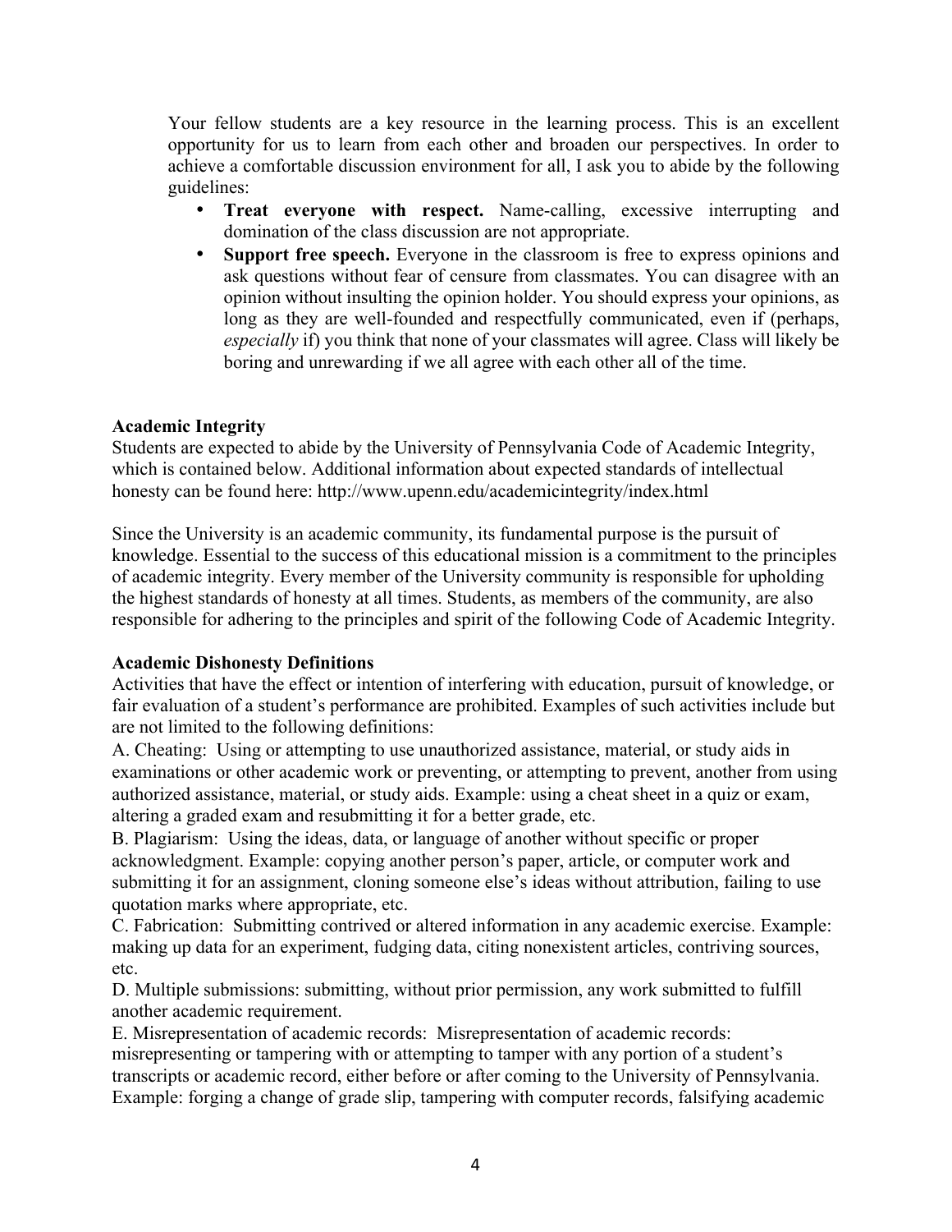Your fellow students are a key resource in the learning process. This is an excellent opportunity for us to learn from each other and broaden our perspectives. In order to achieve a comfortable discussion environment for all, I ask you to abide by the following guidelines:

- **Treat everyone with respect.** Name-calling, excessive interrupting and domination of the class discussion are not appropriate.
- **Support free speech.** Everyone in the classroom is free to express opinions and ask questions without fear of censure from classmates. You can disagree with an opinion without insulting the opinion holder. You should express your opinions, as long as they are well-founded and respectfully communicated, even if (perhaps, *especially* if) you think that none of your classmates will agree. Class will likely be boring and unrewarding if we all agree with each other all of the time.

**Academic Integrity**

Students are expected to abide by the University of Pennsylvania Code of Academic Integrity, which is contained below. Additional information about expected standards of intellectual honesty can be found here: http://www.upenn.edu/academicintegrity/index.html

Since the University is an academic community, its fundamental purpose is the pursuit of knowledge. Essential to the success of this educational mission is a commitment to the principles of academic integrity. Every member of the University community is responsible for upholding the highest standards of honesty at all times. Students, as members of the community, are also responsible for adhering to the principles and spirit of the following Code of Academic Integrity.

**Academic Dishonesty Definitions**

Activities that have the effect or intention of interfering with education, pursuit of knowledge, or fair evaluation of a student's performance are prohibited. Examples of such activities include but are not limited to the following definitions:

A. Cheating: Using or attempting to use unauthorized assistance, material, or study aids in examinations or other academic work or preventing, or attempting to prevent, another from using authorized assistance, material, or study aids. Example: using a cheat sheet in a quiz or exam, altering a graded exam and resubmitting it for a better grade, etc.

B. Plagiarism: Using the ideas, data, or language of another without specific or proper acknowledgment. Example: copying another person's paper, article, or computer work and submitting it for an assignment, cloning someone else's ideas without attribution, failing to use quotation marks where appropriate, etc.

C. Fabrication: Submitting contrived or altered information in any academic exercise. Example: making up data for an experiment, fudging data, citing nonexistent articles, contriving sources, etc.

D. Multiple submissions: submitting, without prior permission, any work submitted to fulfill another academic requirement.

E. Misrepresentation of academic records: Misrepresentation of academic records: misrepresenting or tampering with or attempting to tamper with any portion of a student's transcripts or academic record, either before or after coming to the University of Pennsylvania. Example: forging a change of grade slip, tampering with computer records, falsifying academic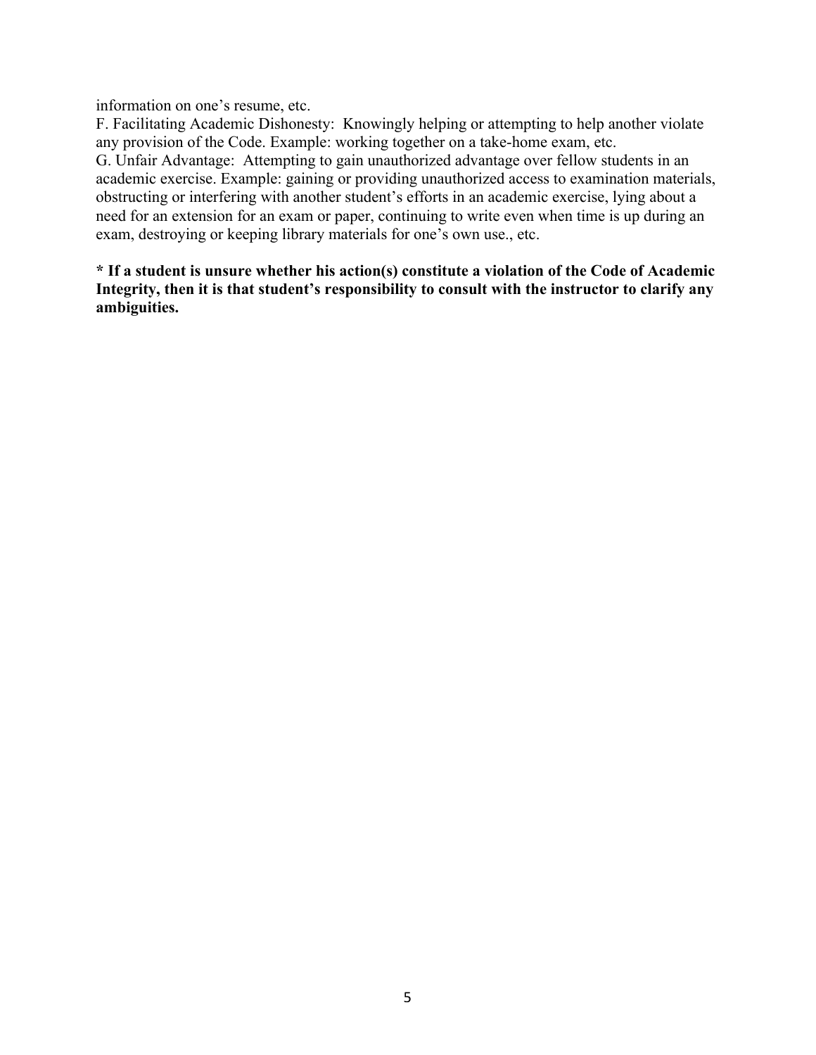information on one's resume, etc.

F. Facilitating Academic Dishonesty: Knowingly helping or attempting to help another violate any provision of the Code. Example: working together on a take-home exam, etc.

G. Unfair Advantage: Attempting to gain unauthorized advantage over fellow students in an academic exercise. Example: gaining or providing unauthorized access to examination materials, obstructing or interfering with another student's efforts in an academic exercise, lying about a need for an extension for an exam or paper, continuing to write even when time is up during an exam, destroying or keeping library materials for one's own use., etc.

**\* If a student is unsure whether his action(s) constitute a violation of the Code of Academic Integrity, then it is that student's responsibility to consult with the instructor to clarify any ambiguities.**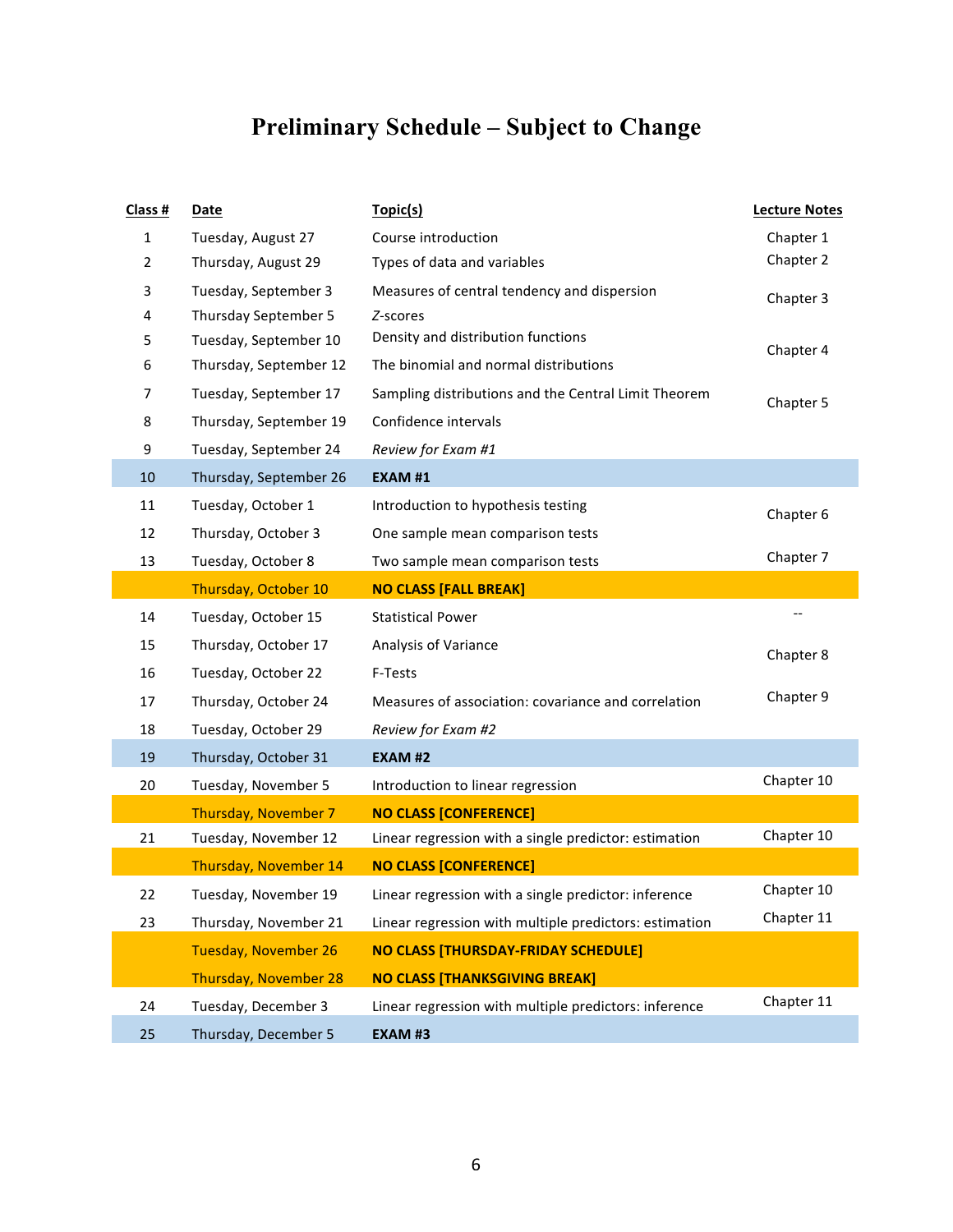# Preliminary Schedule – Subject to Change

| Class # | Date | Topic(s) | Lecture Notes |
|---|---|---|---|
| 1 | Tuesday, August 27 | Course introduction | Chapter 1 |
| 2 | Thursday, August 29 | Types of data and variables | Chapter 2 |
| 3 | Tuesday, September 3 | Measures of central tendency and dispersion | Chapter 3 |
| 4 | Thursday September 5 | *Z*-scores | |
| 5 | Tuesday, September 10 | Density and distribution functions | Chapter 4 |
| 6 | Thursday, September 12 | The binomial and normal distributions | |
| 7 | Tuesday, September 17 | Sampling distributions and the Central Limit Theorem | Chapter 5 |
| 8 | Thursday, September 19 | Confidence intervals | |
| 9 | Tuesday, September 24 | *Review for Exam #1* | |
| 10 | Thursday, September 26 | **EXAM #1** | |
| 11 | Tuesday, October 1 | Introduction to hypothesis testing | Chapter 6 |
| 12 | Thursday, October 3 | One sample mean comparison tests | |
| 13 | Tuesday, October 8 | Two sample mean comparison tests | Chapter 7 |
| | Thursday, October 10 | **NO CLASS [FALL BREAK]** | |
| 14 | Tuesday, October 15 | Statistical Power | -- |
| 15 | Thursday, October 17 | Analysis of Variance | Chapter 8 |
| 16 | Tuesday, October 22 | F-Tests | |
| 17 | Thursday, October 24 | Measures of association: covariance and correlation | Chapter 9 |
| 18 | Tuesday, October 29 | *Review for Exam #2* | |
| 19 | Thursday, October 31 | **EXAM #2** | |
| 20 | Tuesday, November 5 | Introduction to linear regression | Chapter 10 |
| | Thursday, November 7 | **NO CLASS [CONFERENCE]** | |
| 21 | Tuesday, November 12 | Linear regression with a single predictor: estimation | Chapter 10 |
| | Thursday, November 14 | **NO CLASS [CONFERENCE]** | |
| 22 | Tuesday, November 19 | Linear regression with a single predictor: inference | Chapter 10 |
| 23 | Thursday, November 21 | Linear regression with multiple predictors: estimation | Chapter 11 |
| | Tuesday, November 26 | **NO CLASS [THURSDAY-FRIDAY SCHEDULE]** | |
| | Thursday, November 28 | **NO CLASS [THANKSGIVING BREAK]** | |
| 24 | Tuesday, December 3 | Linear regression with multiple predictors: inference | Chapter 11 |
| 25 | Thursday, December 5 | **EXAM #3** | |